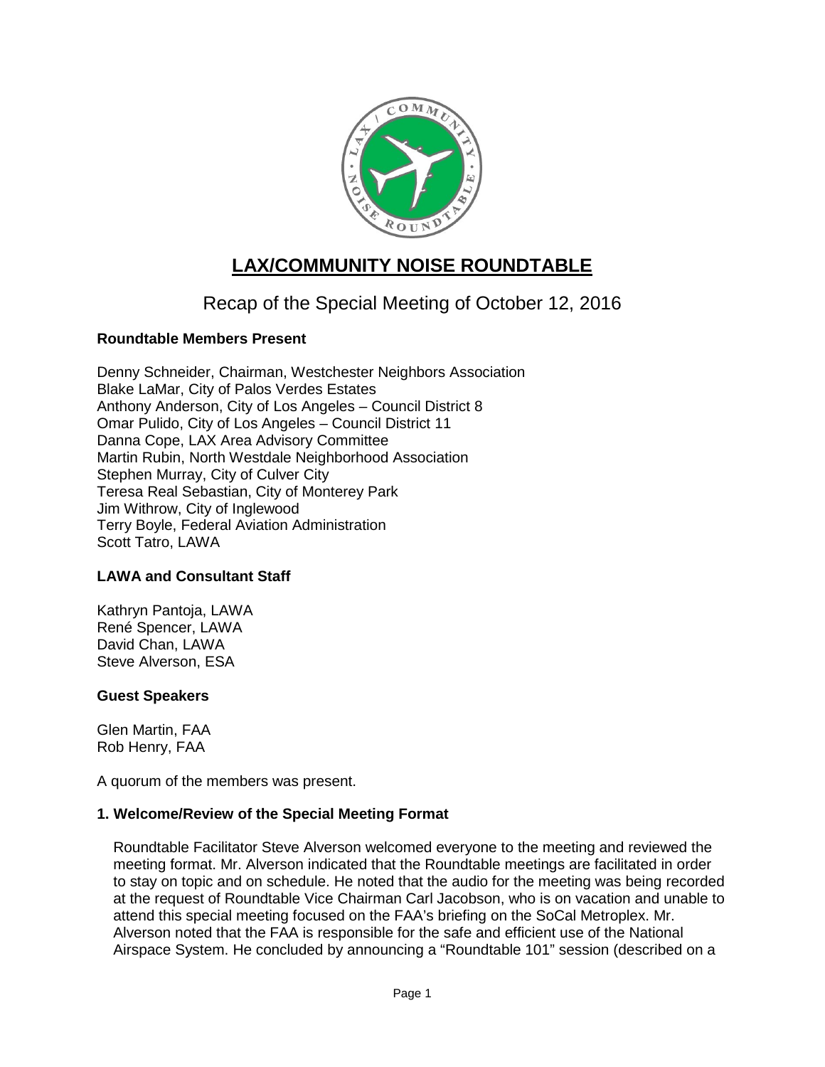# LAX/COMMUNITY NOISE ROUNDTABLE

## Recap of the Special Meeting of October 12, 2016

### Roundtable Members Present

Denny Schneider, Chairman, Westchester Neighbors Association
Blake LaMar, City of Palos Verdes Estates
Anthony Anderson, City of Los Angeles – Council District 8
Omar Pulido, City of Los Angeles – Council District 11
Danna Cope, LAX Area Advisory Committee
Martin Rubin, North Westdale Neighborhood Association
Stephen Murray, City of Culver City
Teresa Real Sebastian, City of Monterey Park
Jim Withrow, City of Inglewood
Terry Boyle, Federal Aviation Administration
Scott Tatro, LAWA

### LAWA and Consultant Staff

Kathryn Pantoja, LAWA
René Spencer, LAWA
David Chan, LAWA
Steve Alverson, ESA

### Guest Speakers

Glen Martin, FAA
Rob Henry, FAA

A quorum of the members was present.

### 1. Welcome/Review of the Special Meeting Format

Roundtable Facilitator Steve Alverson welcomed everyone to the meeting and reviewed the meeting format. Mr. Alverson indicated that the Roundtable meetings are facilitated in order to stay on topic and on schedule. He noted that the audio for the meeting was being recorded at the request of Roundtable Vice Chairman Carl Jacobson, who is on vacation and unable to attend this special meeting focused on the FAA's briefing on the SoCal Metroplex. Mr. Alverson noted that the FAA is responsible for the safe and efficient use of the National Airspace System. He concluded by announcing a "Roundtable 101" session (described on a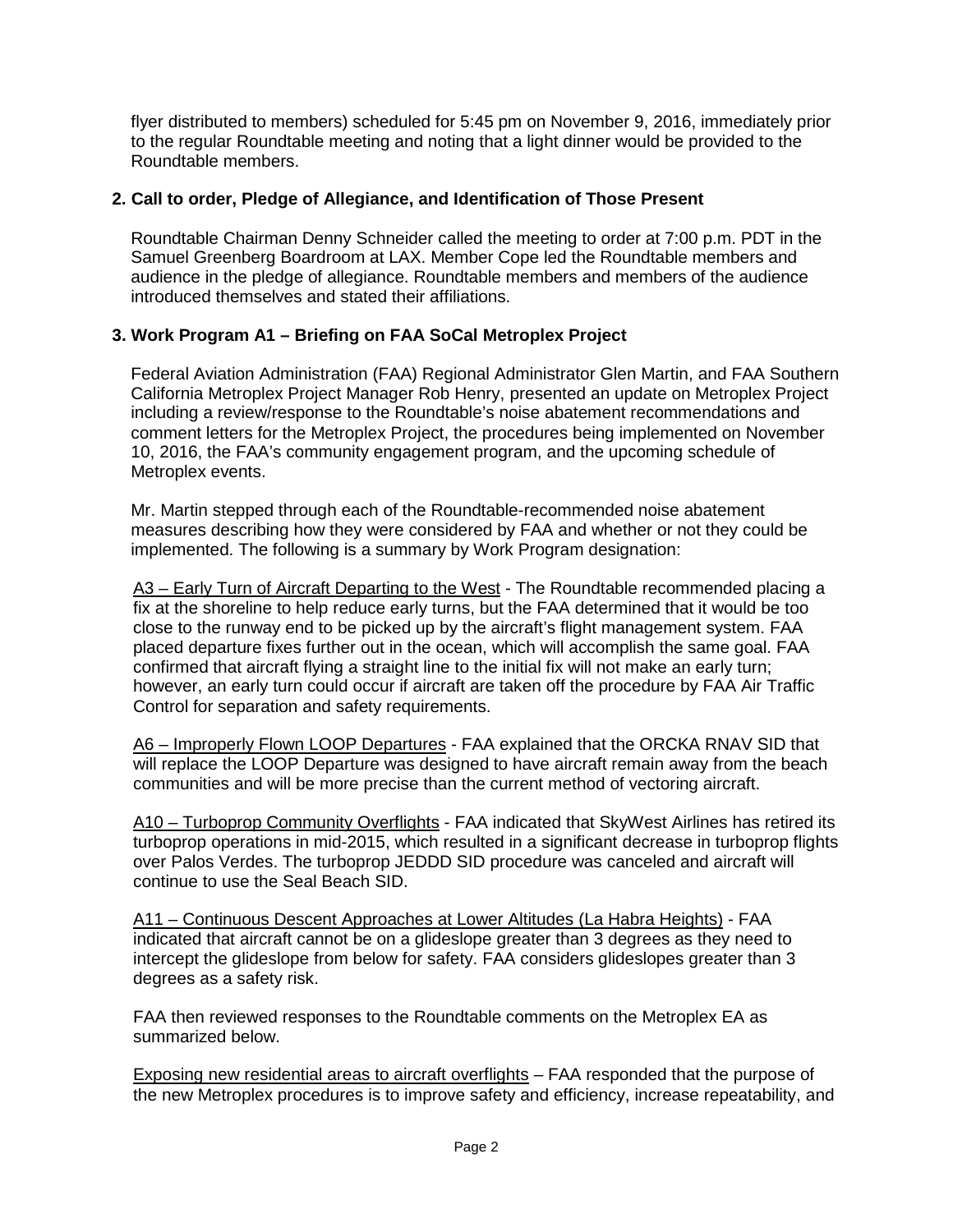flyer distributed to members) scheduled for 5:45 pm on November 9, 2016, immediately prior to the regular Roundtable meeting and noting that a light dinner would be provided to the Roundtable members.

## 2. Call to order, Pledge of Allegiance, and Identification of Those Present

Roundtable Chairman Denny Schneider called the meeting to order at 7:00 p.m. PDT in the Samuel Greenberg Boardroom at LAX. Member Cope led the Roundtable members and audience in the pledge of allegiance. Roundtable members and members of the audience introduced themselves and stated their affiliations.

## 3. Work Program A1 – Briefing on FAA SoCal Metroplex Project

Federal Aviation Administration (FAA) Regional Administrator Glen Martin, and FAA Southern California Metroplex Project Manager Rob Henry, presented an update on Metroplex Project including a review/response to the Roundtable's noise abatement recommendations and comment letters for the Metroplex Project, the procedures being implemented on November 10, 2016, the FAA's community engagement program, and the upcoming schedule of Metroplex events.

Mr. Martin stepped through each of the Roundtable-recommended noise abatement measures describing how they were considered by FAA and whether or not they could be implemented. The following is a summary by Work Program designation:

<u>A3 – Early Turn of Aircraft Departing to the West</u> - The Roundtable recommended placing a fix at the shoreline to help reduce early turns, but the FAA determined that it would be too close to the runway end to be picked up by the aircraft's flight management system. FAA placed departure fixes further out in the ocean, which will accomplish the same goal. FAA confirmed that aircraft flying a straight line to the initial fix will not make an early turn; however, an early turn could occur if aircraft are taken off the procedure by FAA Air Traffic Control for separation and safety requirements.

<u>A6 – Improperly Flown LOOP Departures</u> - FAA explained that the ORCKA RNAV SID that will replace the LOOP Departure was designed to have aircraft remain away from the beach communities and will be more precise than the current method of vectoring aircraft.

<u>A10 – Turboprop Community Overflights</u> - FAA indicated that SkyWest Airlines has retired its turboprop operations in mid-2015, which resulted in a significant decrease in turboprop flights over Palos Verdes. The turboprop JEDDD SID procedure was canceled and aircraft will continue to use the Seal Beach SID.

<u>A11 – Continuous Descent Approaches at Lower Altitudes (La Habra Heights)</u> - FAA indicated that aircraft cannot be on a glideslope greater than 3 degrees as they need to intercept the glideslope from below for safety. FAA considers glideslopes greater than 3 degrees as a safety risk.

FAA then reviewed responses to the Roundtable comments on the Metroplex EA as summarized below.

<u>Exposing new residential areas to aircraft overflights</u> – FAA responded that the purpose of the new Metroplex procedures is to improve safety and efficiency, increase repeatability, and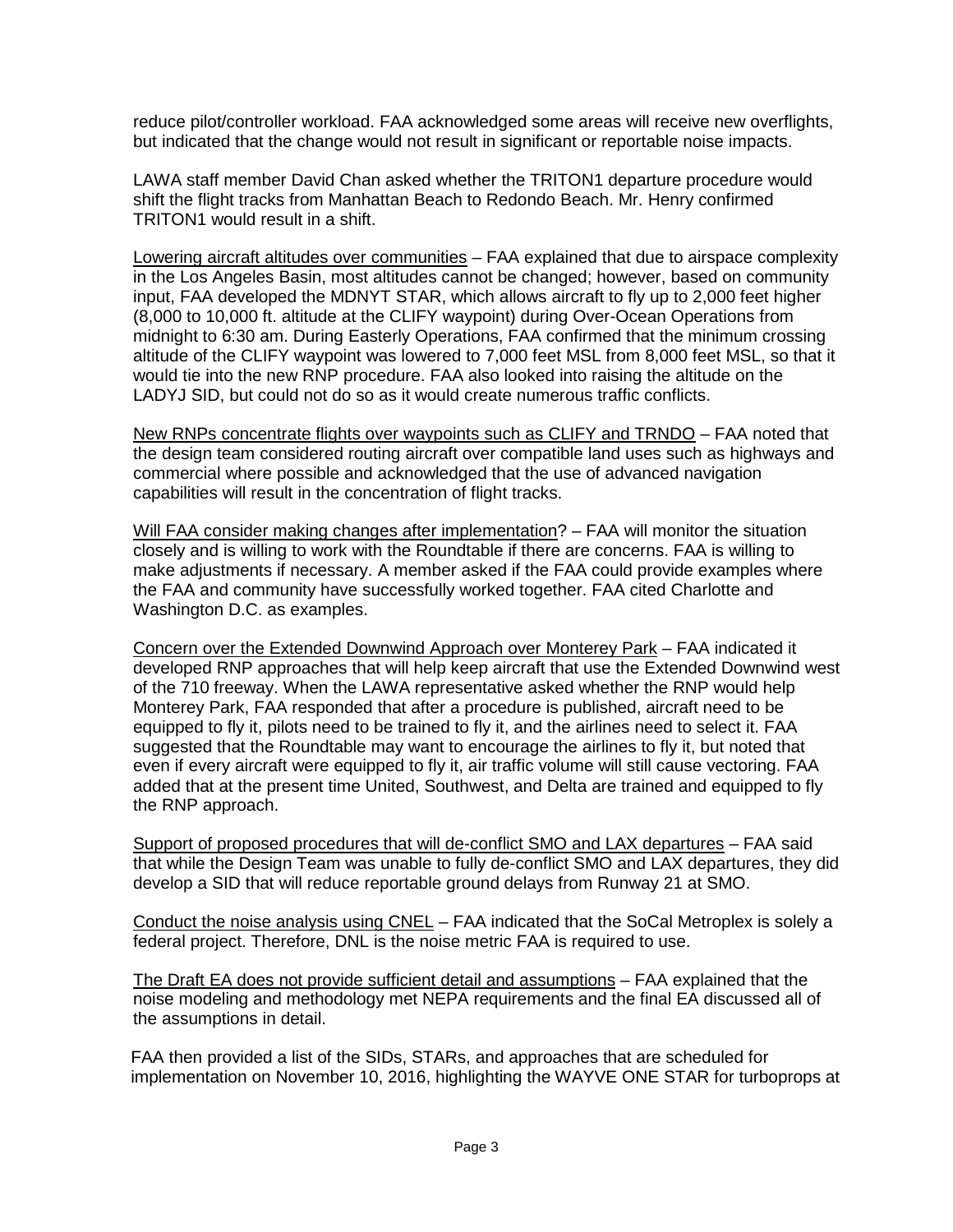reduce pilot/controller workload. FAA acknowledged some areas will receive new overflights, but indicated that the change would not result in significant or reportable noise impacts.

LAWA staff member David Chan asked whether the TRITON1 departure procedure would shift the flight tracks from Manhattan Beach to Redondo Beach. Mr. Henry confirmed TRITON1 would result in a shift.

<u>Lowering aircraft altitudes over communities</u> – FAA explained that due to airspace complexity in the Los Angeles Basin, most altitudes cannot be changed; however, based on community input, FAA developed the MDNYT STAR, which allows aircraft to fly up to 2,000 feet higher (8,000 to 10,000 ft. altitude at the CLIFY waypoint) during Over-Ocean Operations from midnight to 6:30 am. During Easterly Operations, FAA confirmed that the minimum crossing altitude of the CLIFY waypoint was lowered to 7,000 feet MSL from 8,000 feet MSL, so that it would tie into the new RNP procedure. FAA also looked into raising the altitude on the LADYJ SID, but could not do so as it would create numerous traffic conflicts.

<u>New RNPs concentrate flights over waypoints such as CLIFY and TRNDO</u> – FAA noted that the design team considered routing aircraft over compatible land uses such as highways and commercial where possible and acknowledged that the use of advanced navigation capabilities will result in the concentration of flight tracks.

<u>Will FAA consider making changes after implementation</u>? – FAA will monitor the situation closely and is willing to work with the Roundtable if there are concerns. FAA is willing to make adjustments if necessary. A member asked if the FAA could provide examples where the FAA and community have successfully worked together. FAA cited Charlotte and Washington D.C. as examples.

<u>Concern over the Extended Downwind Approach over Monterey Park</u> – FAA indicated it developed RNP approaches that will help keep aircraft that use the Extended Downwind west of the 710 freeway. When the LAWA representative asked whether the RNP would help Monterey Park, FAA responded that after a procedure is published, aircraft need to be equipped to fly it, pilots need to be trained to fly it, and the airlines need to select it. FAA suggested that the Roundtable may want to encourage the airlines to fly it, but noted that even if every aircraft were equipped to fly it, air traffic volume will still cause vectoring. FAA added that at the present time United, Southwest, and Delta are trained and equipped to fly the RNP approach.

<u>Support of proposed procedures that will de-conflict SMO and LAX departures</u> – FAA said that while the Design Team was unable to fully de-conflict SMO and LAX departures, they did develop a SID that will reduce reportable ground delays from Runway 21 at SMO.

<u>Conduct the noise analysis using CNEL</u> – FAA indicated that the SoCal Metroplex is solely a federal project. Therefore, DNL is the noise metric FAA is required to use.

<u>The Draft EA does not provide sufficient detail and assumptions</u> – FAA explained that the noise modeling and methodology met NEPA requirements and the final EA discussed all of the assumptions in detail.

FAA then provided a list of the SIDs, STARs, and approaches that are scheduled for implementation on November 10, 2016, highlighting the WAYVE ONE STAR for turboprops at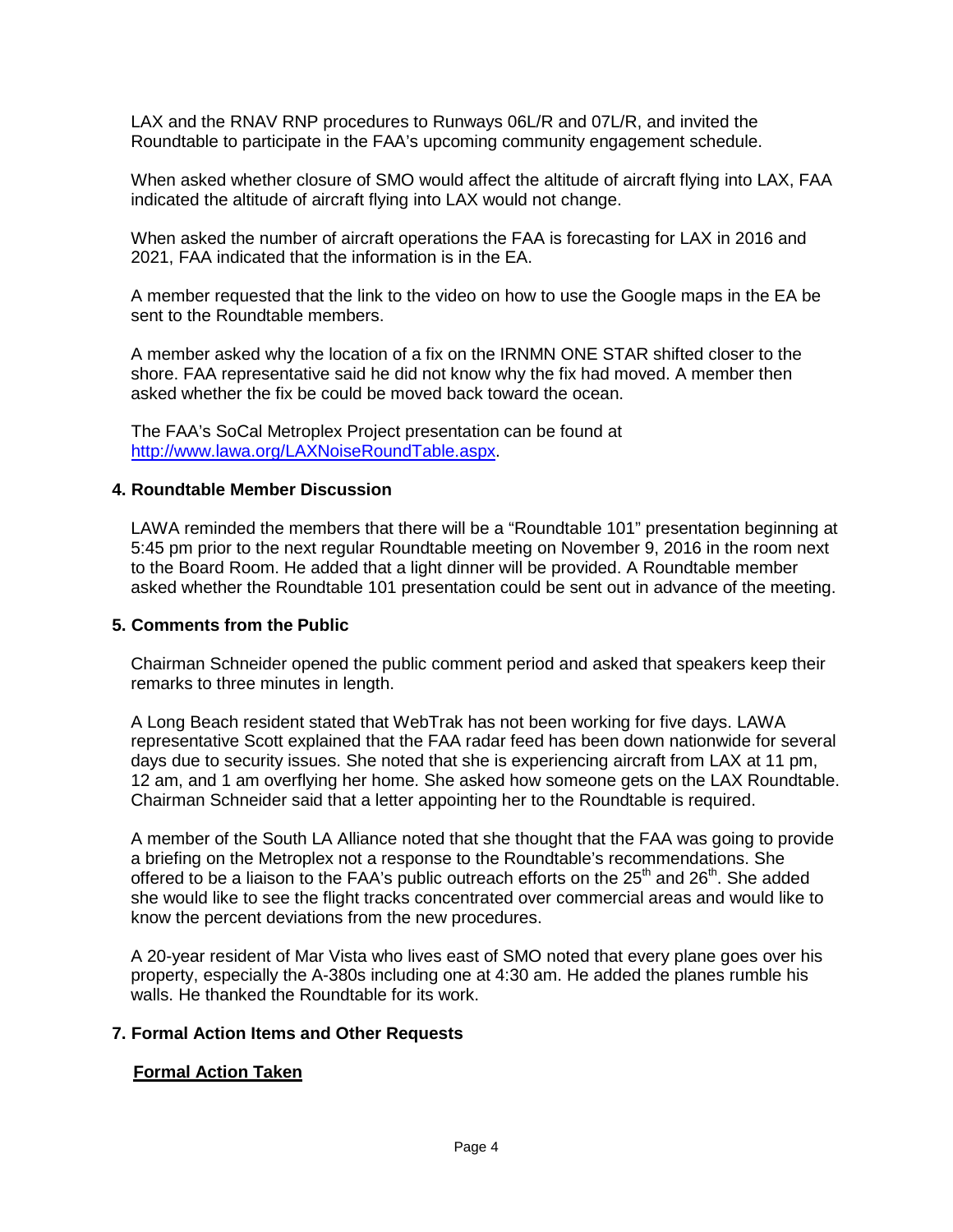LAX and the RNAV RNP procedures to Runways 06L/R and 07L/R, and invited the Roundtable to participate in the FAA's upcoming community engagement schedule.

When asked whether closure of SMO would affect the altitude of aircraft flying into LAX, FAA indicated the altitude of aircraft flying into LAX would not change.

When asked the number of aircraft operations the FAA is forecasting for LAX in 2016 and 2021, FAA indicated that the information is in the EA.

A member requested that the link to the video on how to use the Google maps in the EA be sent to the Roundtable members.

A member asked why the location of a fix on the IRNMN ONE STAR shifted closer to the shore. FAA representative said he did not know why the fix had moved. A member then asked whether the fix be could be moved back toward the ocean.

The FAA's SoCal Metroplex Project presentation can be found at http://www.lawa.org/LAXNoiseRoundTable.aspx.

### 4. Roundtable Member Discussion

LAWA reminded the members that there will be a "Roundtable 101" presentation beginning at 5:45 pm prior to the next regular Roundtable meeting on November 9, 2016 in the room next to the Board Room. He added that a light dinner will be provided. A Roundtable member asked whether the Roundtable 101 presentation could be sent out in advance of the meeting.

### 5. Comments from the Public

Chairman Schneider opened the public comment period and asked that speakers keep their remarks to three minutes in length.

A Long Beach resident stated that WebTrak has not been working for five days. LAWA representative Scott explained that the FAA radar feed has been down nationwide for several days due to security issues. She noted that she is experiencing aircraft from LAX at 11 pm, 12 am, and 1 am overflying her home. She asked how someone gets on the LAX Roundtable. Chairman Schneider said that a letter appointing her to the Roundtable is required.

A member of the South LA Alliance noted that she thought that the FAA was going to provide a briefing on the Metroplex not a response to the Roundtable's recommendations. She offered to be a liaison to the FAA's public outreach efforts on the 25th and 26th. She added she would like to see the flight tracks concentrated over commercial areas and would like to know the percent deviations from the new procedures.

A 20-year resident of Mar Vista who lives east of SMO noted that every plane goes over his property, especially the A-380s including one at 4:30 am. He added the planes rumble his walls. He thanked the Roundtable for its work.

### 7. Formal Action Items and Other Requests

**Formal Action Taken**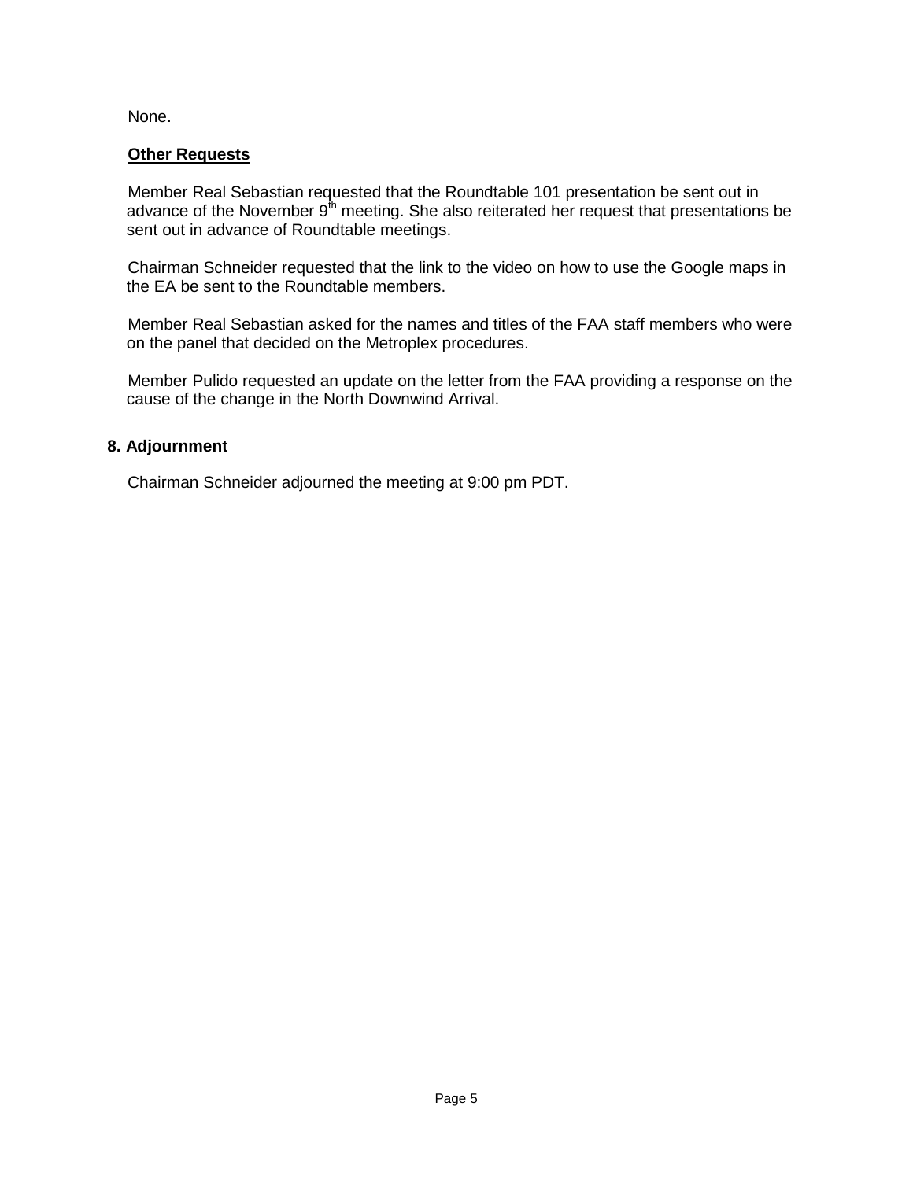None.

**Other Requests**

Member Real Sebastian requested that the Roundtable 101 presentation be sent out in advance of the November 9th meeting. She also reiterated her request that presentations be sent out in advance of Roundtable meetings.

Chairman Schneider requested that the link to the video on how to use the Google maps in the EA be sent to the Roundtable members.

Member Real Sebastian asked for the names and titles of the FAA staff members who were on the panel that decided on the Metroplex procedures.

Member Pulido requested an update on the letter from the FAA providing a response on the cause of the change in the North Downwind Arrival.

## 8. Adjournment

Chairman Schneider adjourned the meeting at 9:00 pm PDT.